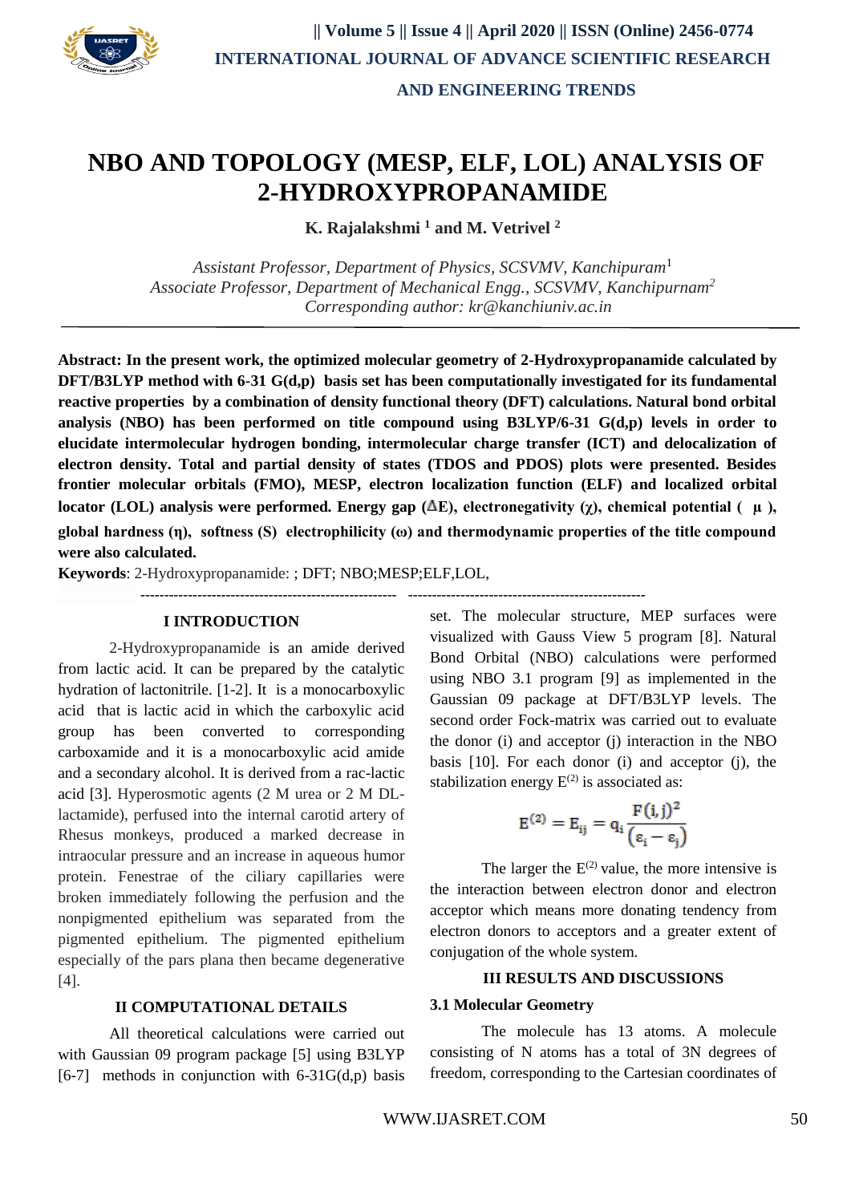# NBO AND TOPOLOGY (MESP, ELF, LOL) ANALYSIS OF 2-HYDROXYPROPANAMIDE

**K. Rajalakshmi [1] and M. Vetrivel [2]**

*Assistant Professor, Department of Physics, SCSVMV, Kanchipuram[1]*
*Associate Professor, Department of Mechanical Engg., SCSVMV, Kanchipurnam[2]*
*Corresponding author: kr@kanchiuniv.ac.in*

---

**Abstract: In the present work, the optimized molecular geometry of 2-Hydroxypropanamide calculated by DFT/B3LYP method with 6-31 G(d,p) basis set has been computationally investigated for its fundamental reactive properties by a combination of density functional theory (DFT) calculations. Natural bond orbital analysis (NBO) has been performed on title compound using B3LYP/6-31 G(d,p) levels in order to elucidate intermolecular hydrogen bonding, intermolecular charge transfer (ICT) and delocalization of electron density. Total and partial density of states (TDOS and PDOS) plots were presented. Besides frontier molecular orbitals (FMO), MESP, electron localization function (ELF) and localized orbital locator (LOL) analysis were performed. Energy gap (ΔE), electronegativity (χ), chemical potential ( μ ), global hardness (η), softness (S) electrophilicity (ω) and thermodynamic properties of the title compound were also calculated.**

**Keywords**: 2-Hydroxypropanamide: ; DFT; NBO;MESP;ELF,LOL,

---

## I INTRODUCTION

2-Hydroxypropanamide is an amide derived from lactic acid. It can be prepared by the catalytic hydration of lactonitrile. [1-2]. It is a monocarboxylic acid that is lactic acid in which the carboxylic acid group has been converted to corresponding carboxamide and it is a monocarboxylic acid amide and a secondary alcohol. It is derived from a rac-lactic acid [3]. Hyperosmotic agents (2 M urea or 2 M DL-lactamide), perfused into the internal carotid artery of Rhesus monkeys, produced a marked decrease in intraocular pressure and an increase in aqueous humor protein. Fenestrae of the ciliary capillaries were broken immediately following the perfusion and the nonpigmented epithelium was separated from the pigmented epithelium. The pigmented epithelium especially of the pars plana then became degenerative [4].

## II COMPUTATIONAL DETAILS

All theoretical calculations were carried out with Gaussian 09 program package [5] using B3LYP [6-7] methods in conjunction with 6-31G(d,p) basis set. The molecular structure, MEP surfaces were visualized with Gauss View 5 program [8]. Natural Bond Orbital (NBO) calculations were performed using NBO 3.1 program [9] as implemented in the Gaussian 09 package at DFT/B3LYP levels. The second order Fock-matrix was carried out to evaluate the donor (i) and acceptor (j) interaction in the NBO basis [10]. For each donor (i) and acceptor (j), the stabilization energy $E^{(2)}$ is associated as:

$$E^{(2)} = E_{ij} = q_i \frac{F(i,j)^2}{(\varepsilon_i - \varepsilon_j)}$$

The larger the $E^{(2)}$ value, the more intensive is the interaction between electron donor and electron acceptor which means more donating tendency from electron donors to acceptors and a greater extent of conjugation of the whole system.

## III RESULTS AND DISCUSSIONS

### 3.1 Molecular Geometry

The molecule has 13 atoms. A molecule consisting of N atoms has a total of 3N degrees of freedom, corresponding to the Cartesian coordinates of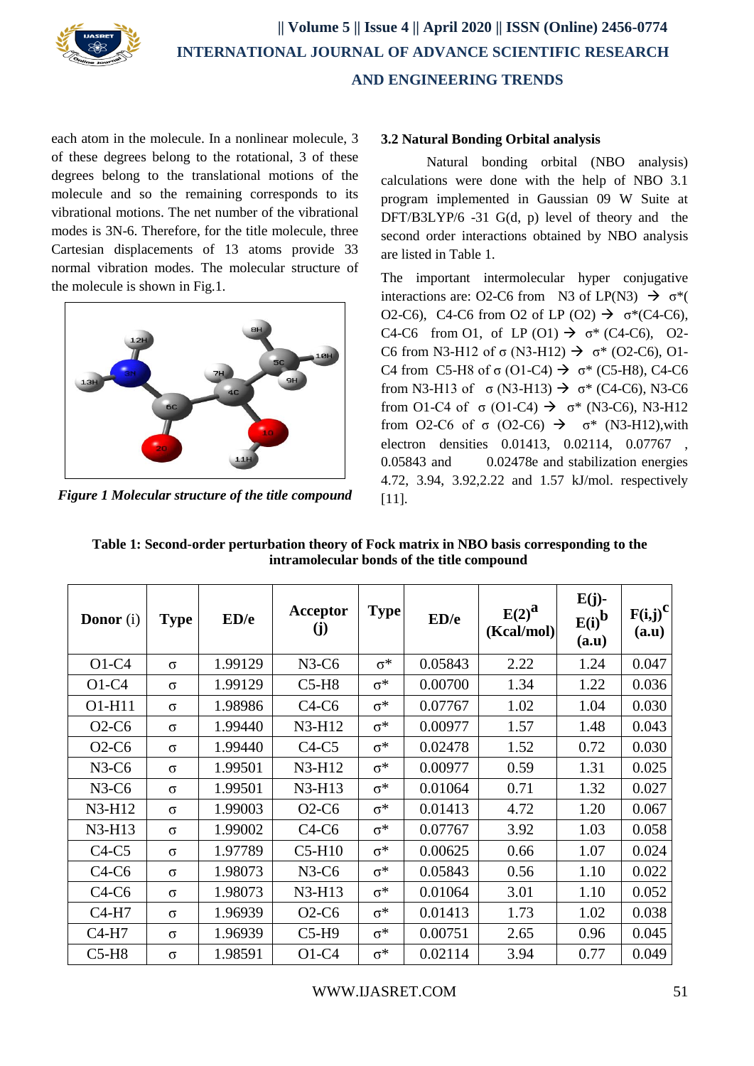each atom in the molecule. In a nonlinear molecule, 3 of these degrees belong to the rotational, 3 of these degrees belong to the translational motions of the molecule and so the remaining corresponds to its vibrational motions. The net number of the vibrational modes is 3N-6. Therefore, for the title molecule, three Cartesian displacements of 13 atoms provide 33 normal vibration modes. The molecular structure of the molecule is shown in Fig.1.

*Figure 1 Molecular structure of the title compound*

### 3.2 Natural Bonding Orbital analysis

Natural bonding orbital (NBO analysis) calculations were done with the help of NBO 3.1 program implemented in Gaussian 09 W Suite at DFT/B3LYP/6 -31 G(d, p) level of theory and the second order interactions obtained by NBO analysis are listed in Table 1.

The important intermolecular hyper conjugative interactions are: O2-C6 from N3 of LP(N3) → σ*( O2-C6), C4-C6 from O2 of LP (O2) → σ*(C4-C6), C4-C6 from O1, of LP (O1) → σ* (C4-C6), O2-C6 from N3-H12 of σ (N3-H12) → σ* (O2-C6), O1-C4 from C5-H8 of σ (O1-C4) → σ* (C5-H8), C4-C6 from N3-H13 of σ (N3-H13) → σ* (C4-C6), N3-C6 from O1-C4 of σ (O1-C4) → σ* (N3-C6), N3-H12 from O2-C6 of σ (O2-C6) → σ* (N3-H12),with electron densities 0.01413, 0.02114, 0.07767 , 0.05843 and 0.02478e and stabilization energies 4.72, 3.94, 3.92,2.22 and 1.57 kJ/mol. respectively [11].

**Table 1: Second-order perturbation theory of Fock matrix in NBO basis corresponding to the intramolecular bonds of the title compound**

| **Donor** (i) | **Type** | **ED/e** | **Acceptor (j)** | **Type** | **ED/e** | **E(2)[a] (Kcal/mol)** | **E(j)-E(i)[b] (a.u)** | **F(i,j)[c] (a.u)** |
|---|---|---|---|---|---|---|---|---|
| O1-C4 | σ | 1.99129 | N3-C6 | σ* | 0.05843 | 2.22 | 1.24 | 0.047 |
| O1-C4 | σ | 1.99129 | C5-H8 | σ* | 0.00700 | 1.34 | 1.22 | 0.036 |
| O1-H11 | σ | 1.98986 | C4-C6 | σ* | 0.07767 | 1.02 | 1.04 | 0.030 |
| O2-C6 | σ | 1.99440 | N3-H12 | σ* | 0.00977 | 1.57 | 1.48 | 0.043 |
| O2-C6 | σ | 1.99440 | C4-C5 | σ* | 0.02478 | 1.52 | 0.72 | 0.030 |
| N3-C6 | σ | 1.99501 | N3-H12 | σ* | 0.00977 | 0.59 | 1.31 | 0.025 |
| N3-C6 | σ | 1.99501 | N3-H13 | σ* | 0.01064 | 0.71 | 1.32 | 0.027 |
| N3-H12 | σ | 1.99003 | O2-C6 | σ* | 0.01413 | 4.72 | 1.20 | 0.067 |
| N3-H13 | σ | 1.99002 | C4-C6 | σ* | 0.07767 | 3.92 | 1.03 | 0.058 |
| C4-C5 | σ | 1.97789 | C5-H10 | σ* | 0.00625 | 0.66 | 1.07 | 0.024 |
| C4-C6 | σ | 1.98073 | N3-C6 | σ* | 0.05843 | 0.56 | 1.10 | 0.022 |
| C4-C6 | σ | 1.98073 | N3-H13 | σ* | 0.01064 | 3.01 | 1.10 | 0.052 |
| C4-H7 | σ | 1.96939 | O2-C6 | σ* | 0.01413 | 1.73 | 1.02 | 0.038 |
| C4-H7 | σ | 1.96939 | C5-H9 | σ* | 0.00751 | 2.65 | 0.96 | 0.045 |
| C5-H8 | σ | 1.98591 | O1-C4 | σ* | 0.02114 | 3.94 | 0.77 | 0.049 |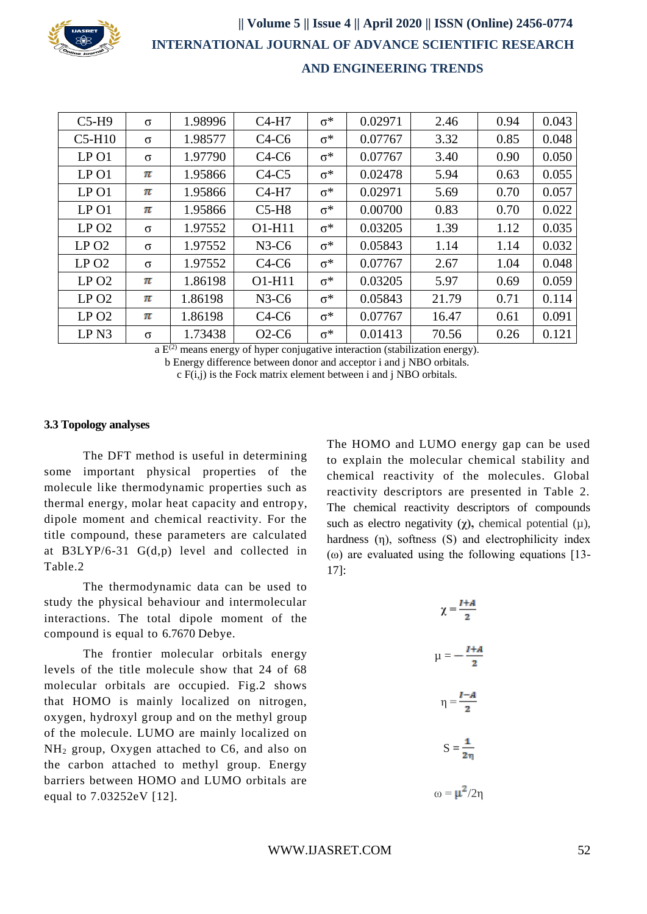| | | | | | | | | |
|---|---|---|---|---|---|---|---|---|
| C5-H9 | σ | 1.98996 | C4-H7 | σ* | 0.02971 | 2.46 | 0.94 | 0.043 |
| C5-H10 | σ | 1.98577 | C4-C6 | σ* | 0.07767 | 3.32 | 0.85 | 0.048 |
| LP O1 | σ | 1.97790 | C4-C6 | σ* | 0.07767 | 3.40 | 0.90 | 0.050 |
| LP O1 | π | 1.95866 | C4-C5 | σ* | 0.02478 | 5.94 | 0.63 | 0.055 |
| LP O1 | π | 1.95866 | C4-H7 | σ* | 0.02971 | 5.69 | 0.70 | 0.057 |
| LP O1 | π | 1.95866 | C5-H8 | σ* | 0.00700 | 0.83 | 0.70 | 0.022 |
| LP O2 | σ | 1.97552 | O1-H11 | σ* | 0.03205 | 1.39 | 1.12 | 0.035 |
| LP O2 | σ | 1.97552 | N3-C6 | σ* | 0.05843 | 1.14 | 1.14 | 0.032 |
| LP O2 | σ | 1.97552 | C4-C6 | σ* | 0.07767 | 2.67 | 1.04 | 0.048 |
| LP O2 | π | 1.86198 | O1-H11 | σ* | 0.03205 | 5.97 | 0.69 | 0.059 |
| LP O2 | π | 1.86198 | N3-C6 | σ* | 0.05843 | 21.79 | 0.71 | 0.114 |
| LP O2 | π | 1.86198 | C4-C6 | σ* | 0.07767 | 16.47 | 0.61 | 0.091 |
| LP N3 | σ | 1.73438 | O2-C6 | σ* | 0.01413 | 70.56 | 0.26 | 0.121 |

a $E^{(2)}$ means energy of hyper conjugative interaction (stabilization energy).

b Energy difference between donor and acceptor i and j NBO orbitals.

c F(i,j) is the Fock matrix element between i and j NBO orbitals.

### 3.3 Topology analyses

The DFT method is useful in determining some important physical properties of the molecule like thermodynamic properties such as thermal energy, molar heat capacity and entropy, dipole moment and chemical reactivity. For the title compound, these parameters are calculated at B3LYP/6-31 G(d,p) level and collected in Table.2

The thermodynamic data can be used to study the physical behaviour and intermolecular interactions. The total dipole moment of the compound is equal to 6.7670 Debye.

The frontier molecular orbitals energy levels of the title molecule show that 24 of 68 molecular orbitals are occupied. Fig.2 shows that HOMO is mainly localized on nitrogen, oxygen, hydroxyl group and on the methyl group of the molecule. LUMO are mainly localized on $NH_2$ group, Oxygen attached to C6, and also on the carbon attached to methyl group. Energy barriers between HOMO and LUMO orbitals are equal to 7.03252eV [12].

The HOMO and LUMO energy gap can be used to explain the molecular chemical stability and chemical reactivity of the molecules. Global reactivity descriptors are presented in Table 2. The chemical reactivity descriptors of compounds such as electro negativity (χ), chemical potential (μ), hardness (η), softness (S) and electrophilicity index (ω) are evaluated using the following equations [13-17]:

$$\chi = \frac{I+A}{2}$$

$$\mu = -\frac{I+A}{2}$$

$$\eta = \frac{I-A}{2}$$

$$S = \frac{1}{2\eta}$$

$$\omega = \mu^2/2\eta$$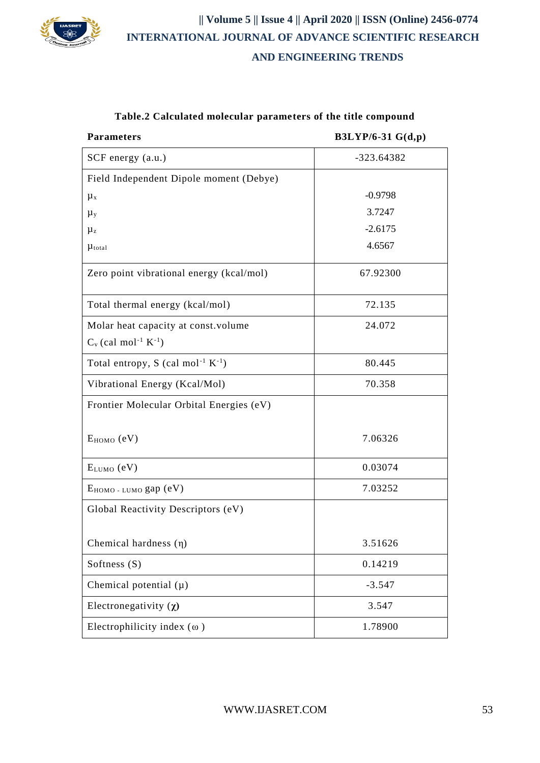**Table.2 Calculated molecular parameters of the title compound**

| Parameters | B3LYP/6-31 G(d,p) |
|---|---|
| SCF energy (a.u.) | -323.64382 |
| Field Independent Dipole moment (Debye) | |
| $\mu_x$ | -0.9798 |
| $\mu_y$ | 3.7247 |
| $\mu_z$ | -2.6175 |
| $\mu_{total}$ | 4.6567 |
| Zero point vibrational energy (kcal/mol) | 67.92300 |
| Total thermal energy (kcal/mol) | 72.135 |
| Molar heat capacity at const.volume $C_v$ (cal $mol^{-1}$ $K^{-1}$) | 24.072 |
| Total entropy, S (cal $mol^{-1}$ $K^{-1}$) | 80.445 |
| Vibrational Energy (Kcal/Mol) | 70.358 |
| Frontier Molecular Orbital Energies (eV) | |
| $E_{HOMO}$ (eV) | 7.06326 |
| $E_{LUMO}$ (eV) | 0.03074 |
| $E_{HOMO-LUMO}$ gap (eV) | 7.03252 |
| Global Reactivity Descriptors (eV) | |
| Chemical hardness ($\eta$) | 3.51626 |
| Softness (S) | 0.14219 |
| Chemical potential ($\mu$) | -3.547 |
| Electronegativity ($\chi$) | 3.547 |
| Electrophilicity index ($\omega$) | 1.78900 |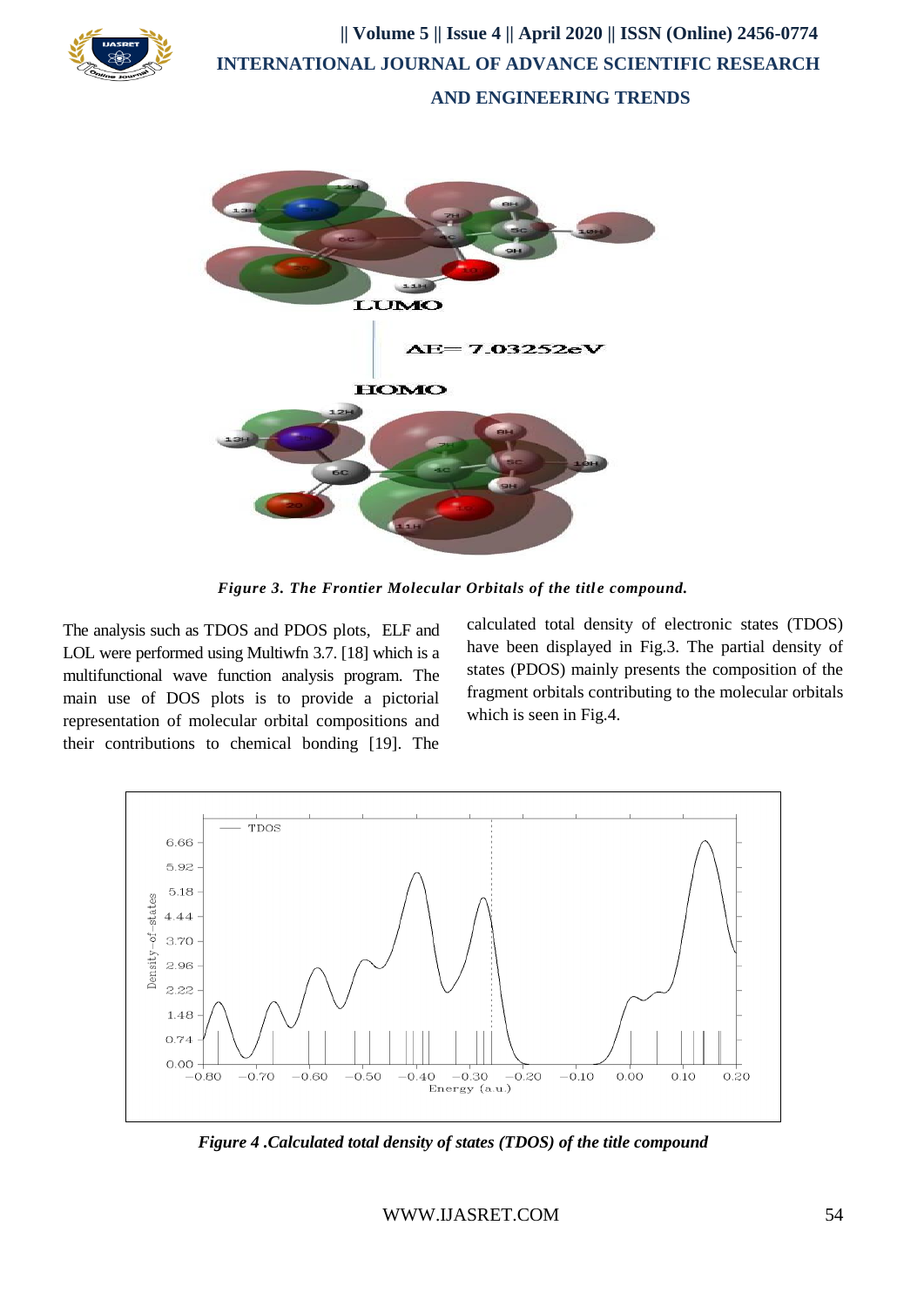LUMO

ΔE= 7.03252eV

HOMO

*Figure 3. The Frontier Molecular Orbitals of the title compound.*

The analysis such as TDOS and PDOS plots, ELF and LOL were performed using Multiwfn 3.7. [18] which is a multifunctional wave function analysis program. The main use of DOS plots is to provide a pictorial representation of molecular orbital compositions and their contributions to chemical bonding [19]. The calculated total density of electronic states (TDOS) have been displayed in Fig.3. The partial density of states (PDOS) mainly presents the composition of the fragment orbitals contributing to the molecular orbitals which is seen in Fig.4.

TDOS

Density-of-states

6.66
5.92
5.18
4.44
3.70
2.96
2.22
1.48
0.74
0.00

−0.80 −0.70 −0.60 −0.50 −0.40 −0.30 −0.20 −0.10 0.00 0.10 0.20

Energy (a.u.)

***Figure 4 .Calculated total density of states (TDOS) of the title compound***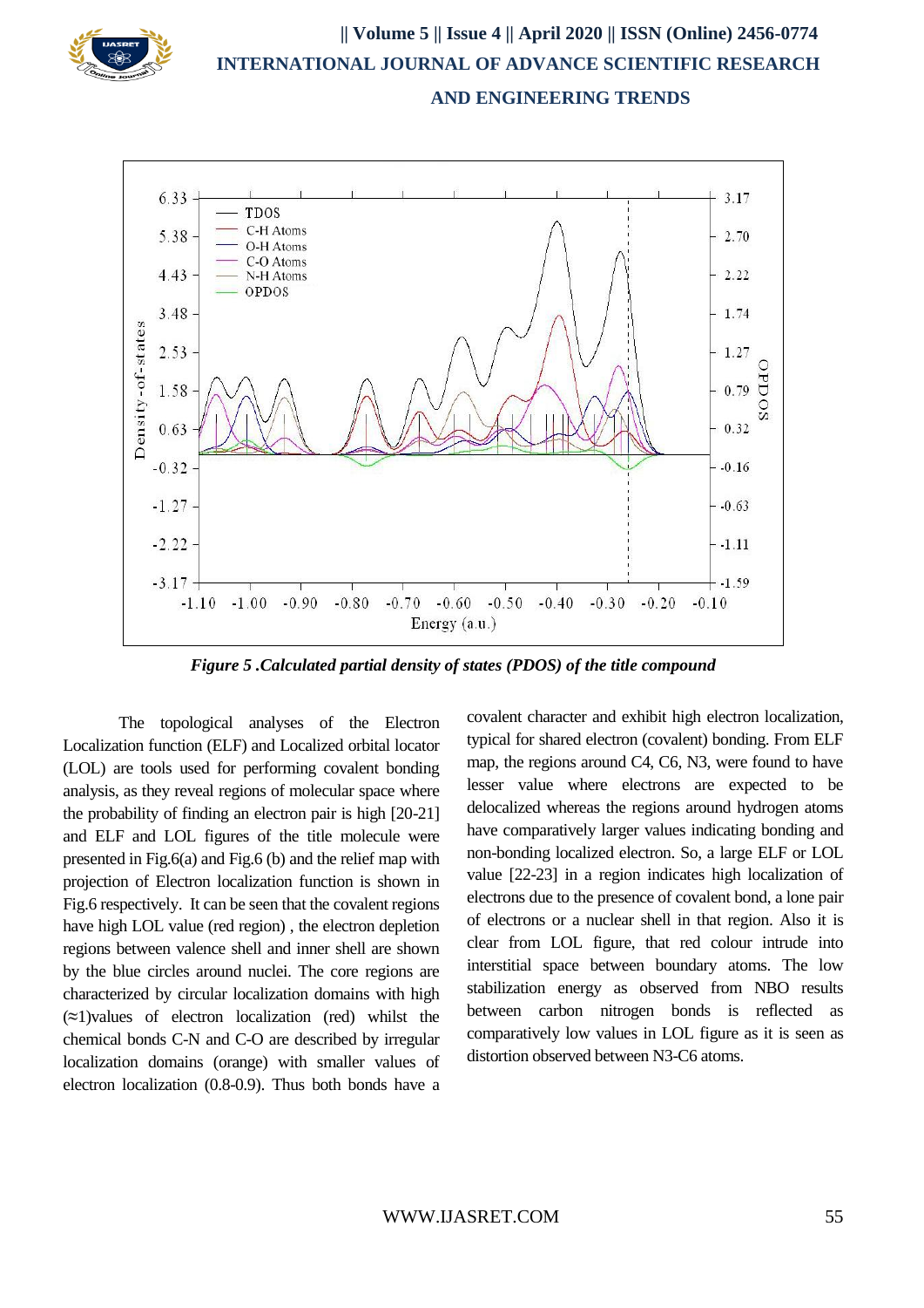6.33
5.38
4.43
3.48
2.53
1.58
0.63
-0.32
-1.27
-2.22
-3.17

Density-of-states

TDOS
C-H Atoms
O-H Atoms
C-O Atoms
N-H Atoms
OPDOS

3.17
2.70
2.22
1.74
1.27
0.79
0.32
-0.16
-0.63
-1.11
-1.59

OPDOS

-1.10 -1.00 -0.90 -0.80 -0.70 -0.60 -0.50 -0.40 -0.30 -0.20 -0.10

Energy (a.u.)

*Figure 5 .Calculated partial density of states (PDOS) of the title compound*

The topological analyses of the Electron Localization function (ELF) and Localized orbital locator (LOL) are tools used for performing covalent bonding analysis, as they reveal regions of molecular space where the probability of finding an electron pair is high [20-21] and ELF and LOL figures of the title molecule were presented in Fig.6(a) and Fig.6 (b) and the relief map with projection of Electron localization function is shown in Fig.6 respectively. It can be seen that the covalent regions have high LOL value (red region) , the electron depletion regions between valence shell and inner shell are shown by the blue circles around nuclei. The core regions are characterized by circular localization domains with high (≈1)values of electron localization (red) whilst the chemical bonds C-N and C-O are described by irregular localization domains (orange) with smaller values of electron localization (0.8-0.9). Thus both bonds have a covalent character and exhibit high electron localization, typical for shared electron (covalent) bonding. From ELF map, the regions around C4, C6, N3, were found to have lesser value where electrons are expected to be delocalized whereas the regions around hydrogen atoms have comparatively larger values indicating bonding and non-bonding localized electron. So, a large ELF or LOL value [22-23] in a region indicates high localization of electrons due to the presence of covalent bond, a lone pair of electrons or a nuclear shell in that region. Also it is clear from LOL figure, that red colour intrude into interstitial space between boundary atoms. The low stabilization energy as observed from NBO results between carbon nitrogen bonds is reflected as comparatively low values in LOL figure as it is seen as distortion observed between N3-C6 atoms.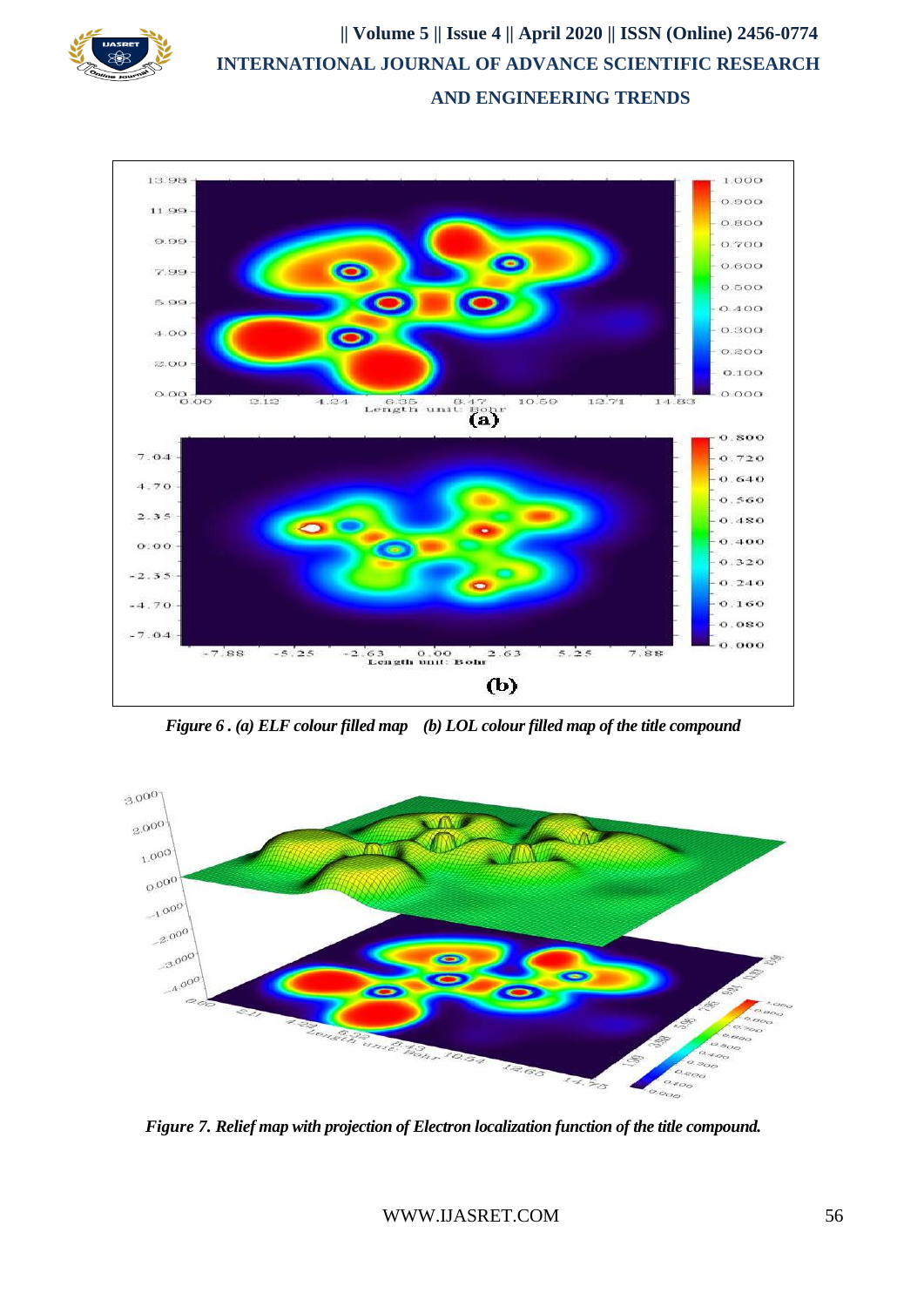*Figure 6 . (a) ELF colour filled map (b) LOL colour filled map of the title compound*

*Figure 7. Relief map with projection of Electron localization function of the title compound.*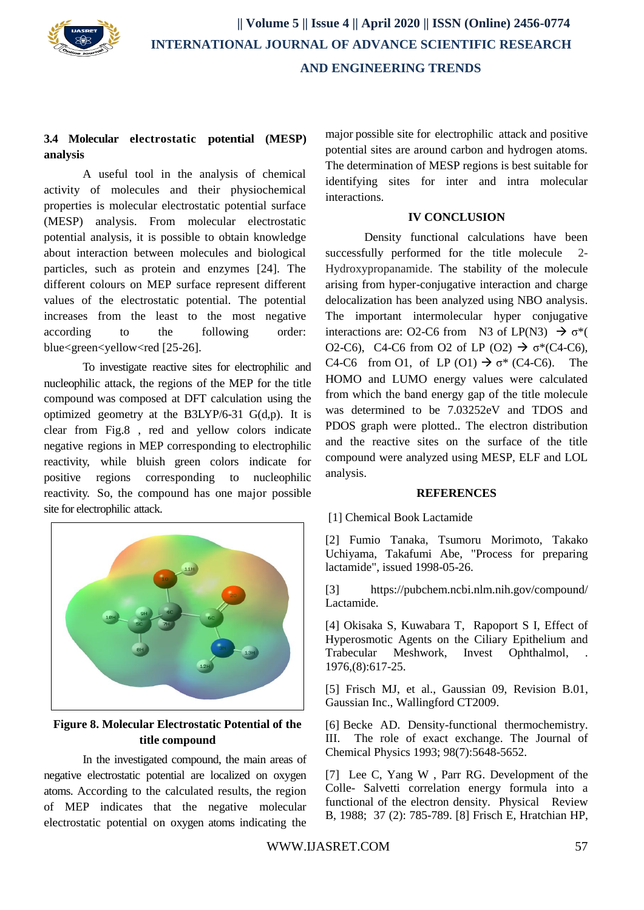### 3.4 Molecular electrostatic potential (MESP) analysis

A useful tool in the analysis of chemical activity of molecules and their physiochemical properties is molecular electrostatic potential surface (MESP) analysis. From molecular electrostatic potential analysis, it is possible to obtain knowledge about interaction between molecules and biological particles, such as protein and enzymes [24]. The different colours on MEP surface represent different values of the electrostatic potential. The potential increases from the least to the most negative according to the following order: blue<green<yellow<red [25-26].

To investigate reactive sites for electrophilic and nucleophilic attack, the regions of the MEP for the title compound was composed at DFT calculation using the optimized geometry at the B3LYP/6-31 G(d,p). It is clear from Fig.8 , red and yellow colors indicate negative regions in MEP corresponding to electrophilic reactivity, while bluish green colors indicate for positive regions corresponding to nucleophilic reactivity. So, the compound has one major possible site for electrophilic attack.

11H
1O
2O
10H
9H
4C
5C
7H
6C
3N
13H
8H
12H

**Figure 8. Molecular Electrostatic Potential of the title compound**

In the investigated compound, the main areas of negative electrostatic potential are localized on oxygen atoms. According to the calculated results, the region of MEP indicates that the negative molecular electrostatic potential on oxygen atoms indicating the major possible site for electrophilic attack and positive potential sites are around carbon and hydrogen atoms. The determination of MESP regions is best suitable for identifying sites for inter and intra molecular interactions.

## IV CONCLUSION

Density functional calculations have been successfully performed for the title molecule 2-Hydroxypropanamide. The stability of the molecule arising from hyper-conjugative interaction and charge delocalization has been analyzed using NBO analysis. The important intermolecular hyper conjugative interactions are: O2-C6 from N3 of LP(N3) → σ*( O2-C6), C4-C6 from O2 of LP (O2) → σ*(C4-C6), C4-C6 from O1, of LP (O1) → σ* (C4-C6). The HOMO and LUMO energy values were calculated from which the band energy gap of the title molecule was determined to be 7.03252eV and TDOS and PDOS graph were plotted.. The electron distribution and the reactive sites on the surface of the title compound were analyzed using MESP, ELF and LOL analysis.

## REFERENCES

[1] Chemical Book Lactamide

[2] Fumio Tanaka, Tsumoru Morimoto, Takako Uchiyama, Takafumi Abe, "Process for preparing lactamide", issued 1998-05-26.

[3] https://pubchem.ncbi.nlm.nih.gov/compound/Lactamide.

[4] Okisaka S, Kuwabara T, Rapoport S I, Effect of Hyperosmotic Agents on the Ciliary Epithelium and Trabecular Meshwork, Invest Ophthalmol, . 1976,(8):617-25.

[5] Frisch MJ, et al., Gaussian 09, Revision B.01, Gaussian Inc., Wallingford CT2009.

[6] Becke AD. Density-functional thermochemistry. III. The role of exact exchange. The Journal of Chemical Physics 1993; 98(7):5648-5652.

[7] Lee C, Yang W , Parr RG. Development of the Colle- Salvetti correlation energy formula into a functional of the electron density. Physical Review B, 1988; 37 (2): 785-789. [8] Frisch E, Hratchian HP,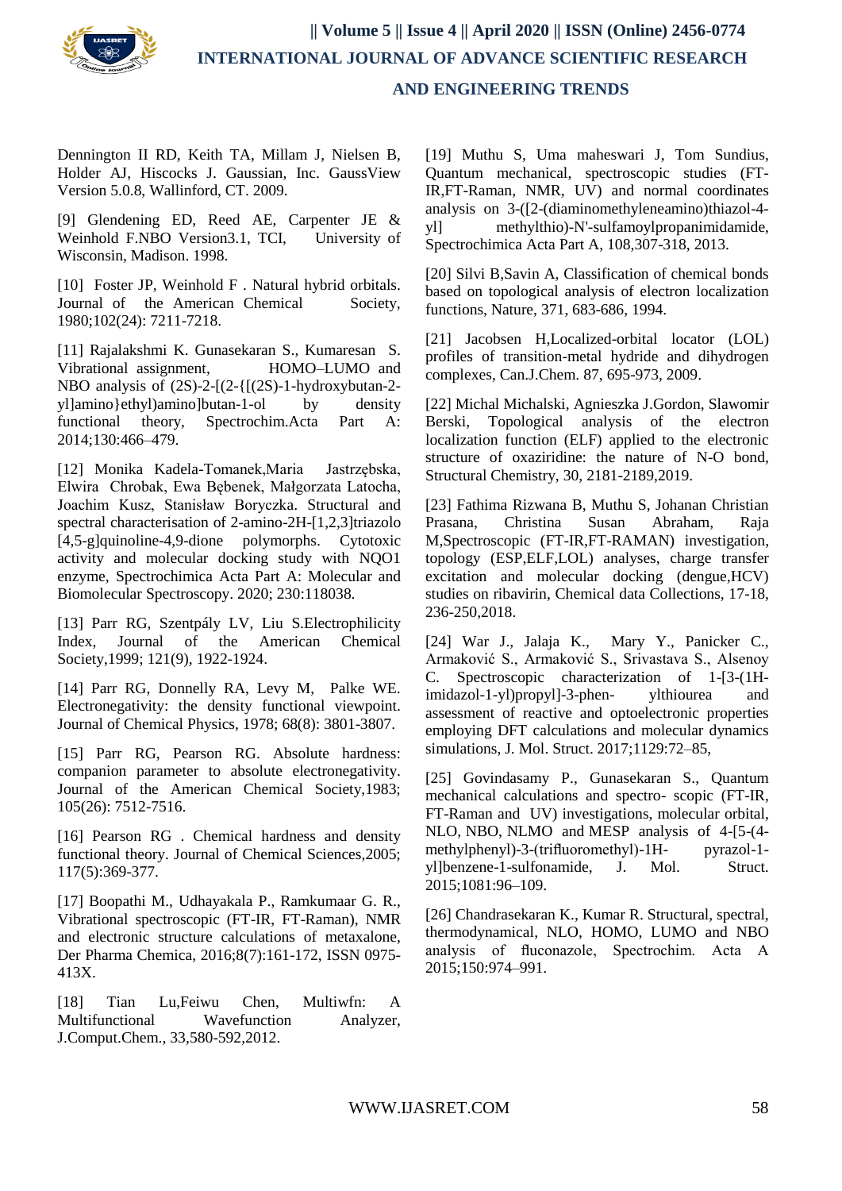Dennington II RD, Keith TA, Millam J, Nielsen B, Holder AJ, Hiscocks J. Gaussian, Inc. GaussView Version 5.0.8, Wallinford, CT. 2009.

[9] Glendening ED, Reed AE, Carpenter JE & Weinhold F.NBO Version3.1, TCI, University of Wisconsin, Madison. 1998.

[10] Foster JP, Weinhold F . Natural hybrid orbitals. Journal of the American Chemical Society, 1980;102(24): 7211-7218.

[11] Rajalakshmi K. Gunasekaran S., Kumaresan S. Vibrational assignment, HOMO–LUMO and NBO analysis of (2S)-2-[(2-{[(2S)-1-hydroxybutan-2-yl]amino}ethyl)amino]butan-1-ol by density functional theory, Spectrochim.Acta Part A: 2014;130:466–479.

[12] Monika Kadela-Tomanek,Maria Jastrzębska, Elwira Chrobak, Ewa Bębenek, Małgorzata Latocha, Joachim Kusz, Stanisław Boryczka. Structural and spectral characterisation of 2-amino-2H-[1,2,3]triazolo [4,5-g]quinoline-4,9-dione polymorphs. Cytotoxic activity and molecular docking study with NQO1 enzyme, Spectrochimica Acta Part A: Molecular and Biomolecular Spectroscopy. 2020; 230:118038.

[13] Parr RG, Szentpály LV, Liu S.Electrophilicity Index, Journal of the American Chemical Society,1999; 121(9), 1922-1924.

[14] Parr RG, Donnelly RA, Levy M, Palke WE. Electronegativity: the density functional viewpoint. Journal of Chemical Physics, 1978; 68(8): 3801-3807.

[15] Parr RG, Pearson RG. Absolute hardness: companion parameter to absolute electronegativity. Journal of the American Chemical Society,1983; 105(26): 7512-7516.

[16] Pearson RG . Chemical hardness and density functional theory. Journal of Chemical Sciences,2005; 117(5):369-377.

[17] Boopathi M., Udhayakala P., Ramkumaar G. R., Vibrational spectroscopic (FT-IR, FT-Raman), NMR and electronic structure calculations of metaxalone, Der Pharma Chemica, 2016;8(7):161-172, ISSN 0975-413X.

[18] Tian Lu,Feiwu Chen, Multiwfn: A Multifunctional Wavefunction Analyzer, J.Comput.Chem., 33,580-592,2012.

[19] Muthu S, Uma maheswari J, Tom Sundius, Quantum mechanical, spectroscopic studies (FT-IR,FT-Raman, NMR, UV) and normal coordinates analysis on 3-([2-(diaminomethyleneamino)thiazol-4-yl] methylthio)-N'-sulfamoylpropanimidamide, Spectrochimica Acta Part A, 108,307-318, 2013.

[20] Silvi B,Savin A, Classification of chemical bonds based on topological analysis of electron localization functions, Nature, 371, 683-686, 1994.

[21] Jacobsen H,Localized-orbital locator (LOL) profiles of transition-metal hydride and dihydrogen complexes, Can.J.Chem. 87, 695-973, 2009.

[22] Michal Michalski, Agnieszka J.Gordon, Slawomir Berski, Topological analysis of the electron localization function (ELF) applied to the electronic structure of oxaziridine: the nature of N-O bond, Structural Chemistry, 30, 2181-2189,2019.

[23] Fathima Rizwana B, Muthu S, Johanan Christian Prasana, Christina Susan Abraham, Raja M,Spectroscopic (FT-IR,FT-RAMAN) investigation, topology (ESP,ELF,LOL) analyses, charge transfer excitation and molecular docking (dengue,HCV) studies on ribavirin, Chemical data Collections, 17-18, 236-250,2018.

[24] War J., Jalaja K., Mary Y., Panicker C., Armaković S., Armaković S., Srivastava S., Alsenoy C. Spectroscopic characterization of 1-[3-(1H-imidazol-1-yl)propyl]-3-phen- ylthiourea and assessment of reactive and optoelectronic properties employing DFT calculations and molecular dynamics simulations, J. Mol. Struct. 2017;1129:72–85,

[25] Govindasamy P., Gunasekaran S., Quantum mechanical calculations and spectro- scopic (FT-IR, FT-Raman and UV) investigations, molecular orbital, NLO, NBO, NLMO and MESP analysis of 4-[5-(4-methylphenyl)-3-(trifluoromethyl)-1H- pyrazol-1-yl]benzene-1-sulfonamide, J. Mol. Struct. 2015;1081:96–109.

[26] Chandrasekaran K., Kumar R. Structural, spectral, thermodynamical, NLO, HOMO, LUMO and NBO analysis of fluconazole, Spectrochim. Acta A 2015;150:974–991.